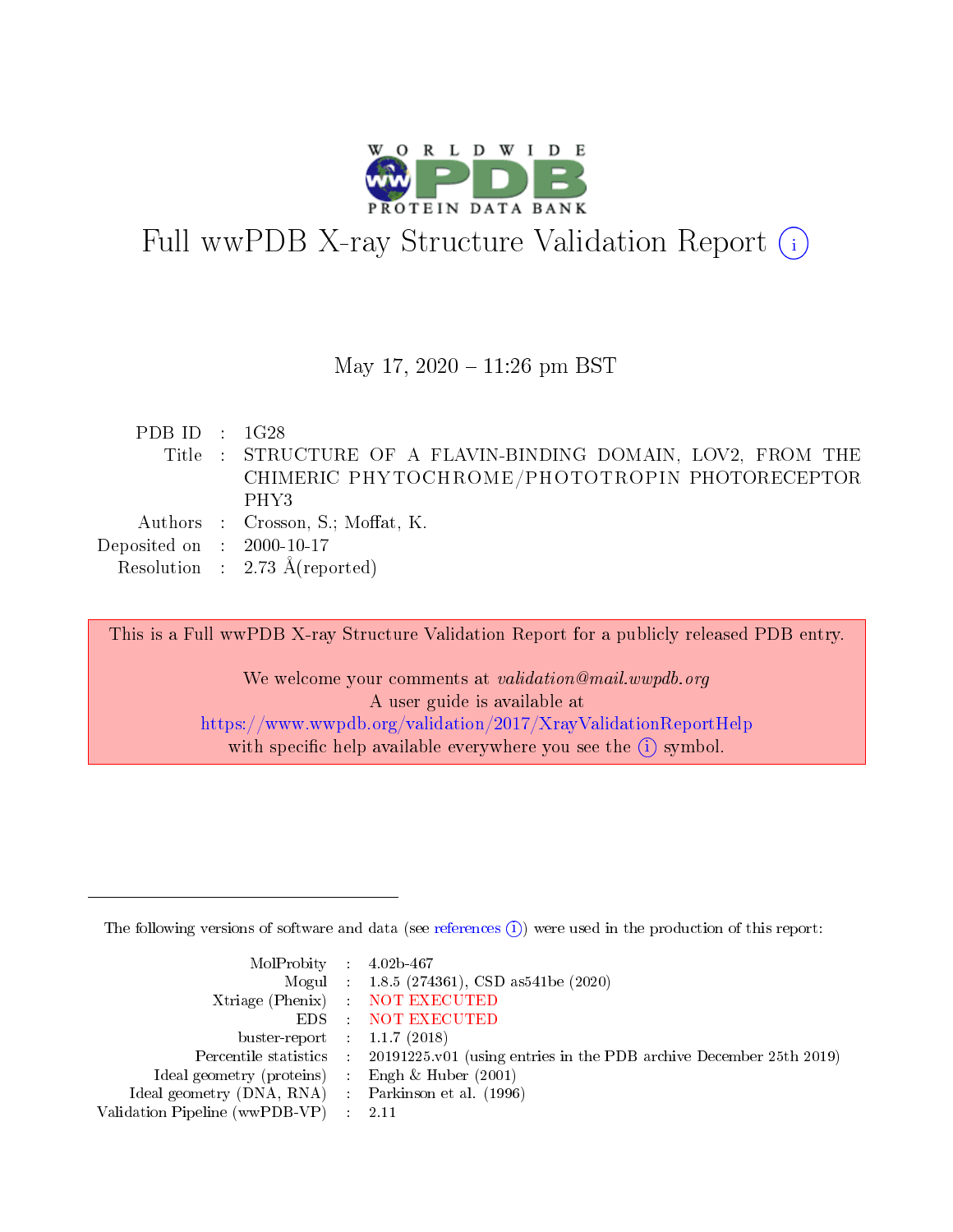# Full wwPDB X-ray Structure Validation Report (i)

May 17, 2020 – 11:26 pm BST

| | | |
|---|---|---|
| PDB ID | : | 1G28 |
| Title | : | STRUCTURE OF A FLAVIN-BINDING DOMAIN, LOV2, FROM THE CHIMERIC PHYTOCHROME/PHOTOTROPIN PHOTORECEPTOR PHY3 |
| Authors | : | Crosson, S.; Moffat, K. |
| Deposited on | : | 2000-10-17 |
| Resolution | : | 2.73 Å(reported) |

This is a Full wwPDB X-ray Structure Validation Report for a publicly released PDB entry.

We welcome your comments at *validation@mail.wwpdb.org*
A user guide is available at
https://www.wwpdb.org/validation/2017/XrayValidationReportHelp
with specific help available everywhere you see the (i) symbol.

The following versions of software and data (see references (i)) were used in the production of this report:

| | | |
|---|---|---|
| MolProbity | : | 4.02b-467 |
| Mogul | : | 1.8.5 (274361), CSD as541be (2020) |
| Xtriage (Phenix) | : | NOT EXECUTED |
| EDS | : | NOT EXECUTED |
| buster-report | : | 1.1.7 (2018) |
| Percentile statistics | : | 20191225.v01 (using entries in the PDB archive December 25th 2019) |
| Ideal geometry (proteins) | : | Engh & Huber (2001) |
| Ideal geometry (DNA, RNA) | : | Parkinson et al. (1996) |
| Validation Pipeline (wwPDB-VP) | : | 2.11 |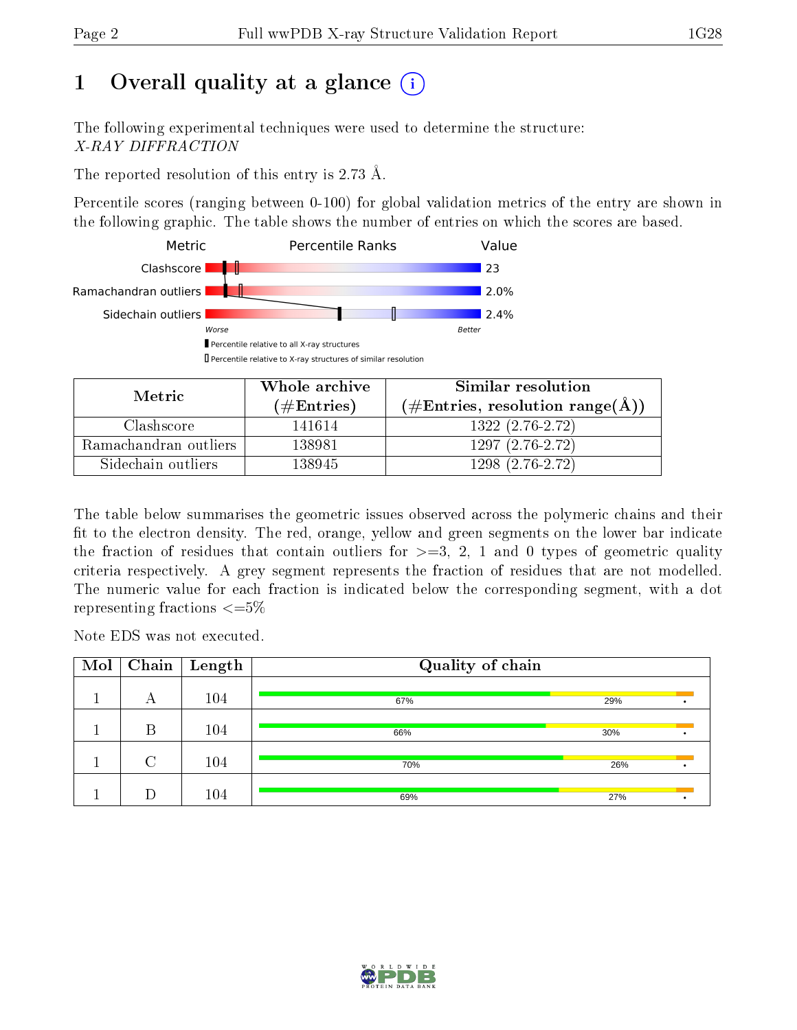# 1 Overall quality at a glance (i)

The following experimental techniques were used to determine the structure:
*X-RAY DIFFRACTION*

The reported resolution of this entry is 2.73 Å.

Percentile scores (ranging between 0-100) for global validation metrics of the entry are shown in the following graphic. The table shows the number of entries on which the scores are based.

| Metric | Value |
|---|---|
| Clashscore | 23 |
| Ramachandran outliers | 2.0% |
| Sidechain outliers | 2.4% |

Worse — Better

▮ Percentile relative to all X-ray structures
▯ Percentile relative to X-ray structures of similar resolution

| Metric | Whole archive (#Entries) | Similar resolution (#Entries, resolution range(Å)) |
|---|---|---|
| Clashscore | 141614 | 1322 (2.76-2.72) |
| Ramachandran outliers | 138981 | 1297 (2.76-2.72) |
| Sidechain outliers | 138945 | 1298 (2.76-2.72) |

The table below summarises the geometric issues observed across the polymeric chains and their fit to the electron density. The red, orange, yellow and green segments on the lower bar indicate the fraction of residues that contain outliers for >=3, 2, 1 and 0 types of geometric quality criteria respectively. A grey segment represents the fraction of residues that are not modelled. The numeric value for each fraction is indicated below the corresponding segment, with a dot representing fractions <=5%

Note EDS was not executed.

| Mol | Chain | Length | Quality of chain |
|---|---|---|---|
| 1 | A | 104 | 67% 29% • |
| 1 | B | 104 | 66% 30% • |
| 1 | C | 104 | 70% 26% • |
| 1 | D | 104 | 69% 27% • |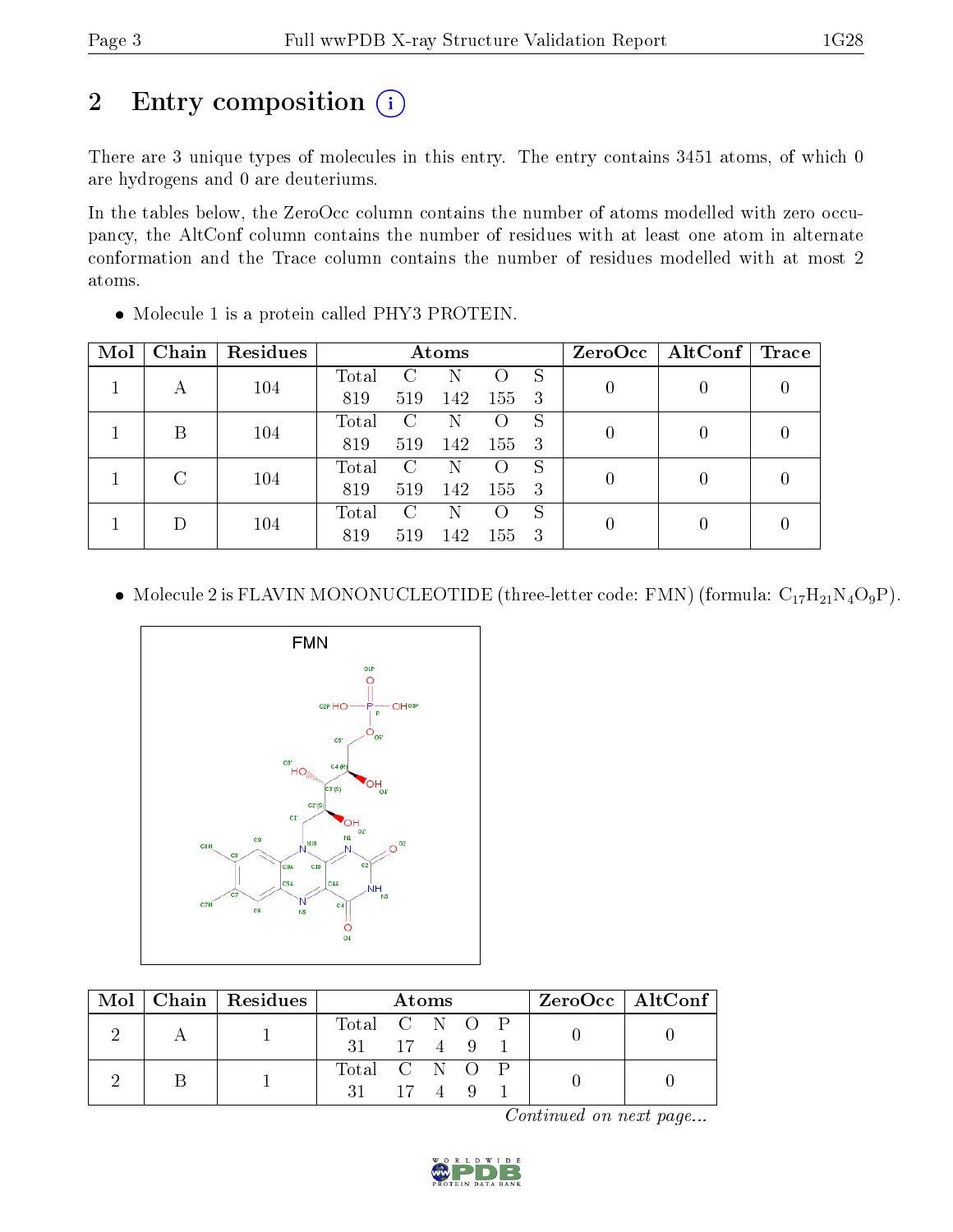## 2 Entry composition

There are 3 unique types of molecules in this entry. The entry contains 3451 atoms, of which 0 are hydrogens and 0 are deuteriums.

In the tables below, the ZeroOcc column contains the number of atoms modelled with zero occupancy, the AltConf column contains the number of residues with at least one atom in alternate conformation and the Trace column contains the number of residues modelled with at most 2 atoms.

- Molecule 1 is a protein called PHY3 PROTEIN.

| Mol | Chain | Residues | Atoms | | | | | ZeroOcc | AltConf | Trace |
|---|---|---|---|---|---|---|---|---|---|---|
| 1 | A | 104 | Total 819 | C 519 | N 142 | O 155 | S 3 | 0 | 0 | 0 |
| 1 | B | 104 | Total 819 | C 519 | N 142 | O 155 | S 3 | 0 | 0 | 0 |
| 1 | C | 104 | Total 819 | C 519 | N 142 | O 155 | S 3 | 0 | 0 | 0 |
| 1 | D | 104 | Total 819 | C 519 | N 142 | O 155 | S 3 | 0 | 0 | 0 |

- Molecule 2 is FLAVIN MONONUCLEOTIDE (three-letter code: FMN) (formula: $C_{17}H_{21}N_4O_9P$).

| Mol | Chain | Residues | Atoms | | | | | ZeroOcc | AltConf |
|---|---|---|---|---|---|---|---|---|---|
| 2 | A | 1 | Total 31 | C 17 | N 4 | O 9 | P 1 | 0 | 0 |
| 2 | B | 1 | Total 31 | C 17 | N 4 | O 9 | P 1 | 0 | 0 |

*Continued on next page...*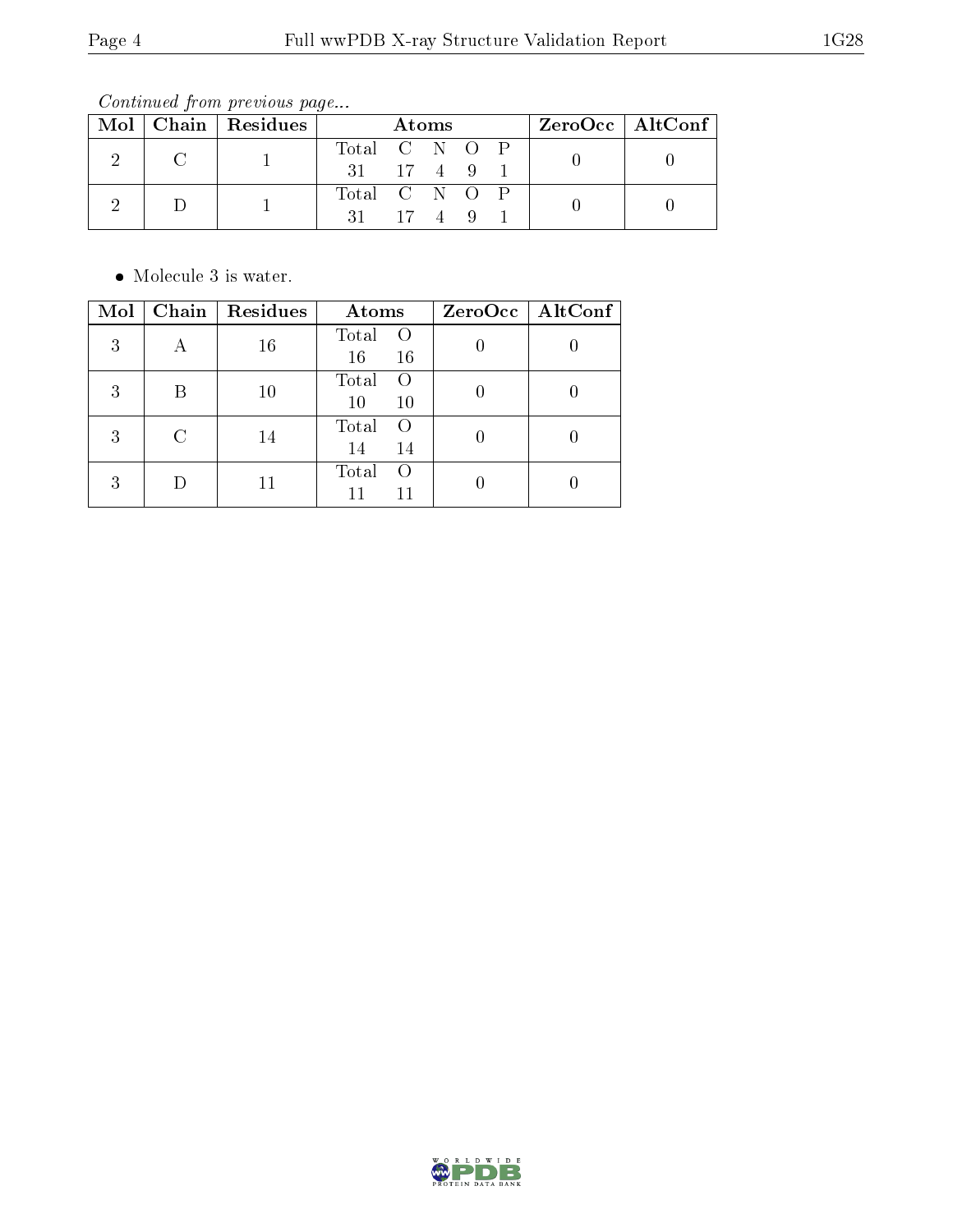*Continued from previous page...*

| Mol | Chain | Residues | Atoms | | | | | ZeroOcc | AltConf |
|---|---|---|---|---|---|---|---|---|---|
| 2 | C | 1 | Total<br>31 | C<br>17 | N<br>4 | O<br>9 | P<br>1 | 0 | 0 |
| 2 | D | 1 | Total<br>31 | C<br>17 | N<br>4 | O<br>9 | P<br>1 | 0 | 0 |

- Molecule 3 is water.

| Mol | Chain | Residues | Atoms | | ZeroOcc | AltConf |
|---|---|---|---|---|---|---|
| 3 | A | 16 | Total<br>16 | O<br>16 | 0 | 0 |
| 3 | B | 10 | Total<br>10 | O<br>10 | 0 | 0 |
| 3 | C | 14 | Total<br>14 | O<br>14 | 0 | 0 |
| 3 | D | 11 | Total<br>11 | O<br>11 | 0 | 0 |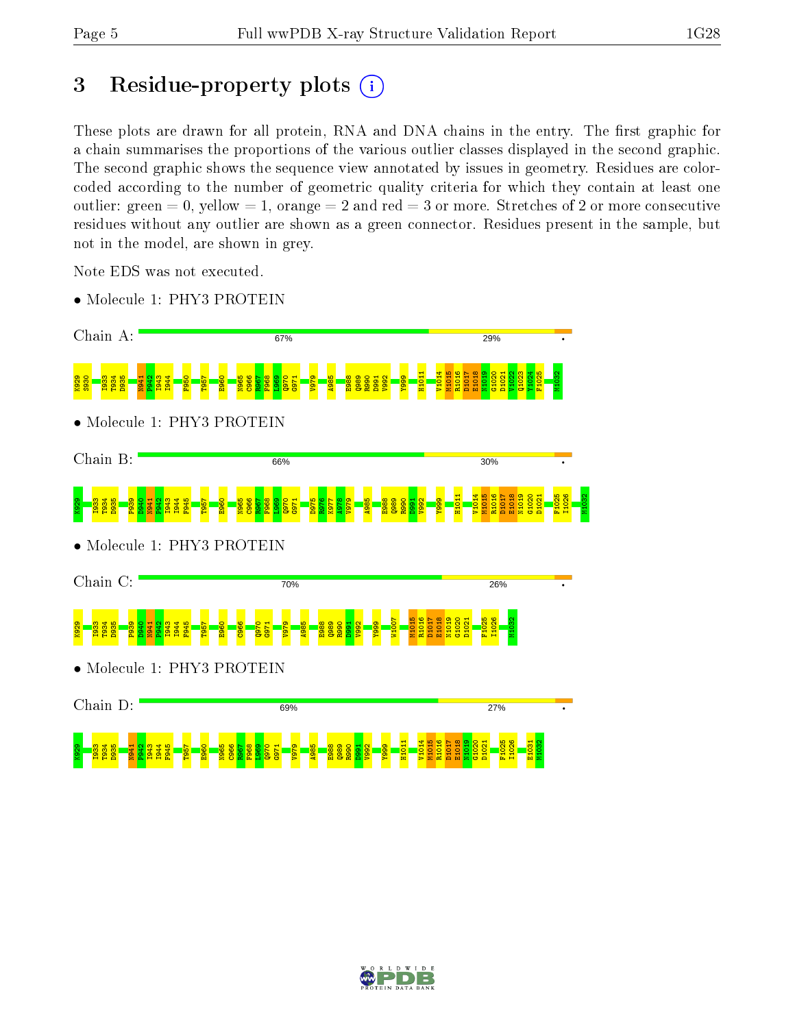# 3 Residue-property plots

These plots are drawn for all protein, RNA and DNA chains in the entry. The first graphic for a chain summarises the proportions of the various outlier classes displayed in the second graphic. The second graphic shows the sequence view annotated by issues in geometry. Residues are color-coded according to the number of geometric quality criteria for which they contain at least one outlier: green = 0, yellow = 1, orange = 2 and red = 3 or more. Stretches of 2 or more consecutive residues without any outlier are shown as a green connector. Residues present in the sample, but not in the model, are shown in grey.

Note EDS was not executed.

- Molecule 1: PHY3 PROTEIN

Chain A: 67% 29% •

K929 S930 I933 T934 D935 N941 P942 I943 I944 F950 T957 E960 N965 C966 R967 F968 L969 Q970 G971 V979 A985 E988 Q989 R990 D991 V992 Y999 H1011 V1014 M1015 R1016 D1017 E1018 N1019 G1020 D1021 V1022 Q1023 Y1024 F1025 M1032

- Molecule 1: PHY3 PROTEIN

Chain B: 66% 30% •

K929 I933 T934 D935 P939 D940 N941 P942 I943 I944 F945 T957 E960 N965 C966 R967 F968 L969 Q970 G971 D975 R976 K977 A978 V979 A985 E988 Q989 R990 D991 V992 Y999 H1011 V1014 M1015 R1016 D1017 E1018 N1019 G1020 D1021 F1025 I1026 M1032

- Molecule 1: PHY3 PROTEIN

Chain C: 70% 26% •

K929 I933 T934 D935 P939 D940 N941 P942 I943 I944 F945 T957 E960 C966 Q970 G971 V979 A985 E988 Q989 R990 D991 V992 Y999 W1007 M1015 R1016 D1017 E1018 N1019 G1020 D1021 F1025 I1026 M1032

- Molecule 1: PHY3 PROTEIN

Chain D: 69% 27% •

K929 I933 T934 D935 N941 P942 I943 I944 F945 T957 E960 N965 C966 R967 F968 L969 Q970 G971 V979 A985 E988 Q989 R990 D991 V992 Y999 H1011 V1014 M1015 R1016 D1017 E1018 N1019 G1020 D1021 F1025 I1026 E1031 M1032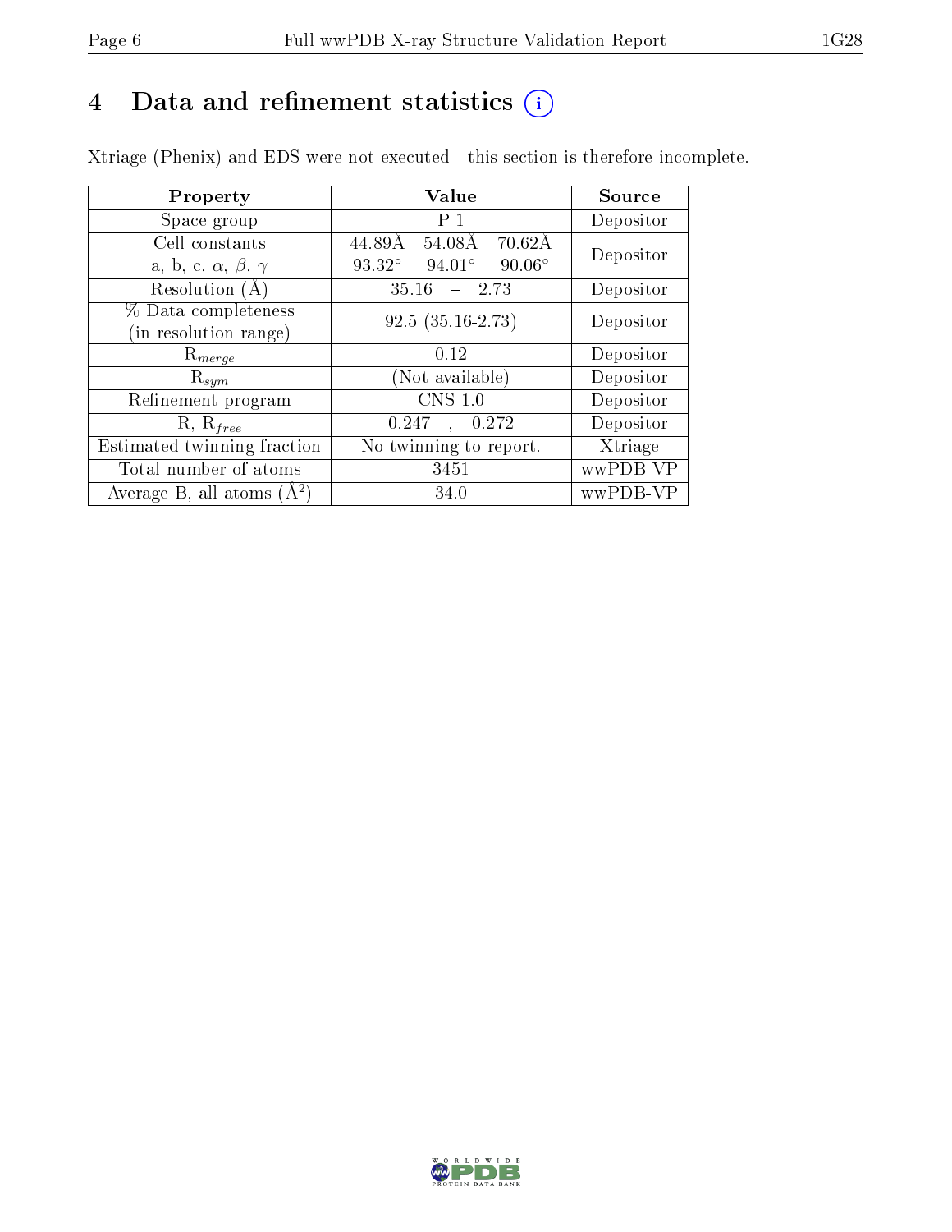# 4 Data and refinement statistics

Xtriage (Phenix) and EDS were not executed - this section is therefore incomplete.

| Property | Value | Source |
|---|---|---|
| Space group | P 1 | Depositor |
| Cell constants<br>a, b, c, $\alpha$, $\beta$, $\gamma$ | 44.89Å 54.08Å 70.62Å<br>93.32° 94.01° 90.06° | Depositor |
| Resolution (Å) | 35.16 – 2.73 | Depositor |
| % Data completeness<br>(in resolution range) | 92.5 (35.16-2.73) | Depositor |
| $R_{merge}$ | 0.12 | Depositor |
| $R_{sym}$ | (Not available) | Depositor |
| Refinement program | CNS 1.0 | Depositor |
| R, $R_{free}$ | 0.247 , 0.272 | Depositor |
| Estimated twinning fraction | No twinning to report. | Xtriage |
| Total number of atoms | 3451 | wwPDB-VP |
| Average B, all atoms ($Å^2$) | 34.0 | wwPDB-VP |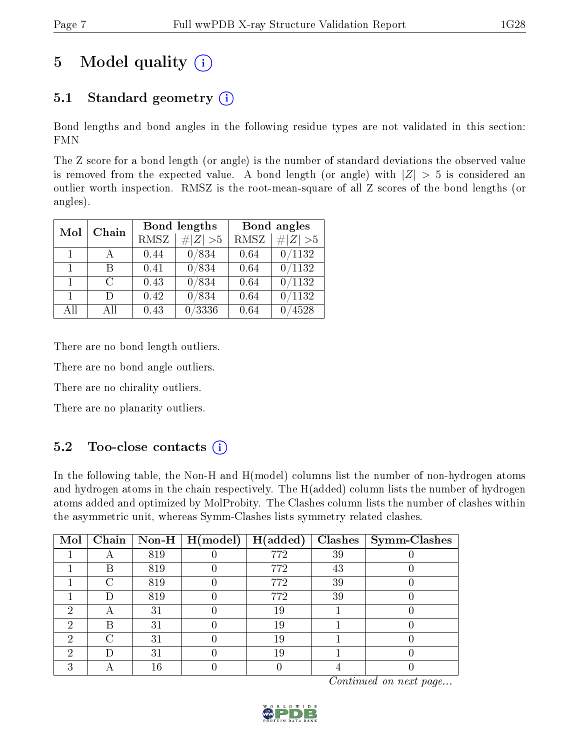# 5 Model quality

## 5.1 Standard geometry

Bond lengths and bond angles in the following residue types are not validated in this section: FMN

The Z score for a bond length (or angle) is the number of standard deviations the observed value is removed from the expected value. A bond length (or angle) with $|Z| > 5$ is considered an outlier worth inspection. RMSZ is the root-mean-square of all Z scores of the bond lengths (or angles).

| Mol | Chain | Bond lengths | | Bond angles | |
|---|---|---|---|---|---|
| | | RMSZ | #\|Z\| >5 | RMSZ | #\|Z\| >5 |
| 1 | A | 0.44 | 0/834 | 0.64 | 0/1132 |
| 1 | B | 0.41 | 0/834 | 0.64 | 0/1132 |
| 1 | C | 0.43 | 0/834 | 0.64 | 0/1132 |
| 1 | D | 0.42 | 0/834 | 0.64 | 0/1132 |
| All | All | 0.43 | 0/3336 | 0.64 | 0/4528 |

There are no bond length outliers.

There are no bond angle outliers.

There are no chirality outliers.

There are no planarity outliers.

## 5.2 Too-close contacts

In the following table, the Non-H and H(model) columns list the number of non-hydrogen atoms and hydrogen atoms in the chain respectively. The H(added) column lists the number of hydrogen atoms added and optimized by MolProbity. The Clashes column lists the number of clashes within the asymmetric unit, whereas Symm-Clashes lists symmetry related clashes.

| Mol | Chain | Non-H | H(model) | H(added) | Clashes | Symm-Clashes |
|---|---|---|---|---|---|---|
| 1 | A | 819 | 0 | 772 | 39 | 0 |
| 1 | B | 819 | 0 | 772 | 43 | 0 |
| 1 | C | 819 | 0 | 772 | 39 | 0 |
| 1 | D | 819 | 0 | 772 | 39 | 0 |
| 2 | A | 31 | 0 | 19 | 1 | 0 |
| 2 | B | 31 | 0 | 19 | 1 | 0 |
| 2 | C | 31 | 0 | 19 | 1 | 0 |
| 2 | D | 31 | 0 | 19 | 1 | 0 |
| 3 | A | 16 | 0 | 0 | 4 | 0 |

*Continued on next page...*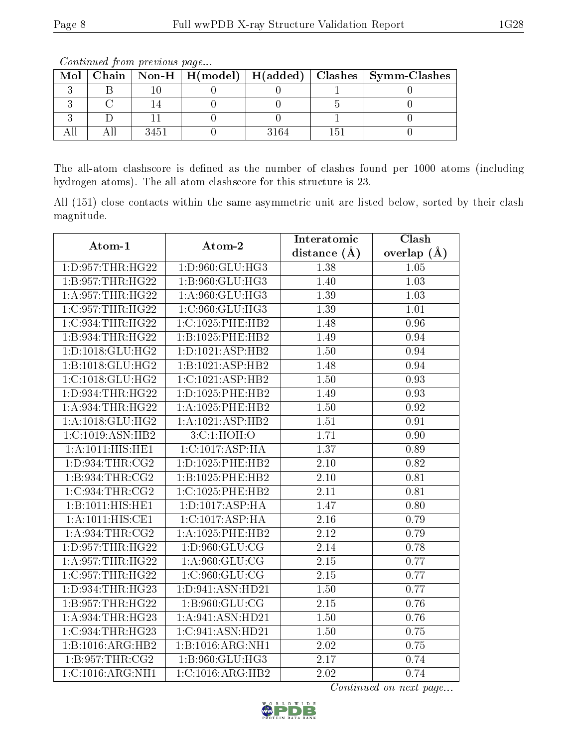*Continued from previous page...*

| Mol | Chain | Non-H | H(model) | H(added) | Clashes | Symm-Clashes |
|---|---|---|---|---|---|---|
| 3 | B | 10 | 0 | 0 | 1 | 0 |
| 3 | C | 14 | 0 | 0 | 5 | 0 |
| 3 | D | 11 | 0 | 0 | 1 | 0 |
| All | All | 3451 | 0 | 3164 | 151 | 0 |

The all-atom clashscore is defined as the number of clashes found per 1000 atoms (including hydrogen atoms). The all-atom clashscore for this structure is 23.

All (151) close contacts within the same asymmetric unit are listed below, sorted by their clash magnitude.

| Atom-1 | Atom-2 | Interatomic distance (Å) | Clash overlap (Å) |
|---|---|---|---|
| 1:D:957:THR:HG22 | 1:D:960:GLU:HG3 | 1.38 | 1.05 |
| 1:B:957:THR:HG22 | 1:B:960:GLU:HG3 | 1.40 | 1.03 |
| 1:A:957:THR:HG22 | 1:A:960:GLU:HG3 | 1.39 | 1.03 |
| 1:C:957:THR:HG22 | 1:C:960:GLU:HG3 | 1.39 | 1.01 |
| 1:C:934:THR:HG22 | 1:C:1025:PHE:HB2 | 1.48 | 0.96 |
| 1:B:934:THR:HG22 | 1:B:1025:PHE:HB2 | 1.49 | 0.94 |
| 1:D:1018:GLU:HG2 | 1:D:1021:ASP:HB2 | 1.50 | 0.94 |
| 1:B:1018:GLU:HG2 | 1:B:1021:ASP:HB2 | 1.48 | 0.94 |
| 1:C:1018:GLU:HG2 | 1:C:1021:ASP:HB2 | 1.50 | 0.93 |
| 1:D:934:THR:HG22 | 1:D:1025:PHE:HB2 | 1.49 | 0.93 |
| 1:A:934:THR:HG22 | 1:A:1025:PHE:HB2 | 1.50 | 0.92 |
| 1:A:1018:GLU:HG2 | 1:A:1021:ASP:HB2 | 1.51 | 0.91 |
| 1:C:1019:ASN:HB2 | 3:C:1:HOH:O | 1.71 | 0.90 |
| 1:A:1011:HIS:HE1 | 1:C:1017:ASP:HA | 1.37 | 0.89 |
| 1:D:934:THR:CG2 | 1:D:1025:PHE:HB2 | 2.10 | 0.82 |
| 1:B:934:THR:CG2 | 1:B:1025:PHE:HB2 | 2.10 | 0.81 |
| 1:C:934:THR:CG2 | 1:C:1025:PHE:HB2 | 2.11 | 0.81 |
| 1:B:1011:HIS:HE1 | 1:D:1017:ASP:HA | 1.47 | 0.80 |
| 1:A:1011:HIS:CE1 | 1:C:1017:ASP:HA | 2.16 | 0.79 |
| 1:A:934:THR:CG2 | 1:A:1025:PHE:HB2 | 2.12 | 0.79 |
| 1:D:957:THR:HG22 | 1:D:960:GLU:CG | 2.14 | 0.78 |
| 1:A:957:THR:HG22 | 1:A:960:GLU:CG | 2.15 | 0.77 |
| 1:C:957:THR:HG22 | 1:C:960:GLU:CG | 2.15 | 0.77 |
| 1:D:934:THR:HG23 | 1:D:941:ASN:HD21 | 1.50 | 0.77 |
| 1:B:957:THR:HG22 | 1:B:960:GLU:CG | 2.15 | 0.76 |
| 1:A:934:THR:HG23 | 1:A:941:ASN:HD21 | 1.50 | 0.76 |
| 1:C:934:THR:HG23 | 1:C:941:ASN:HD21 | 1.50 | 0.75 |
| 1:B:1016:ARG:HB2 | 1:B:1016:ARG:NH1 | 2.02 | 0.75 |
| 1:B:957:THR:CG2 | 1:B:960:GLU:HG3 | 2.17 | 0.74 |
| 1:C:1016:ARG:NH1 | 1:C:1016:ARG:HB2 | 2.02 | 0.74 |

*Continued on next page...*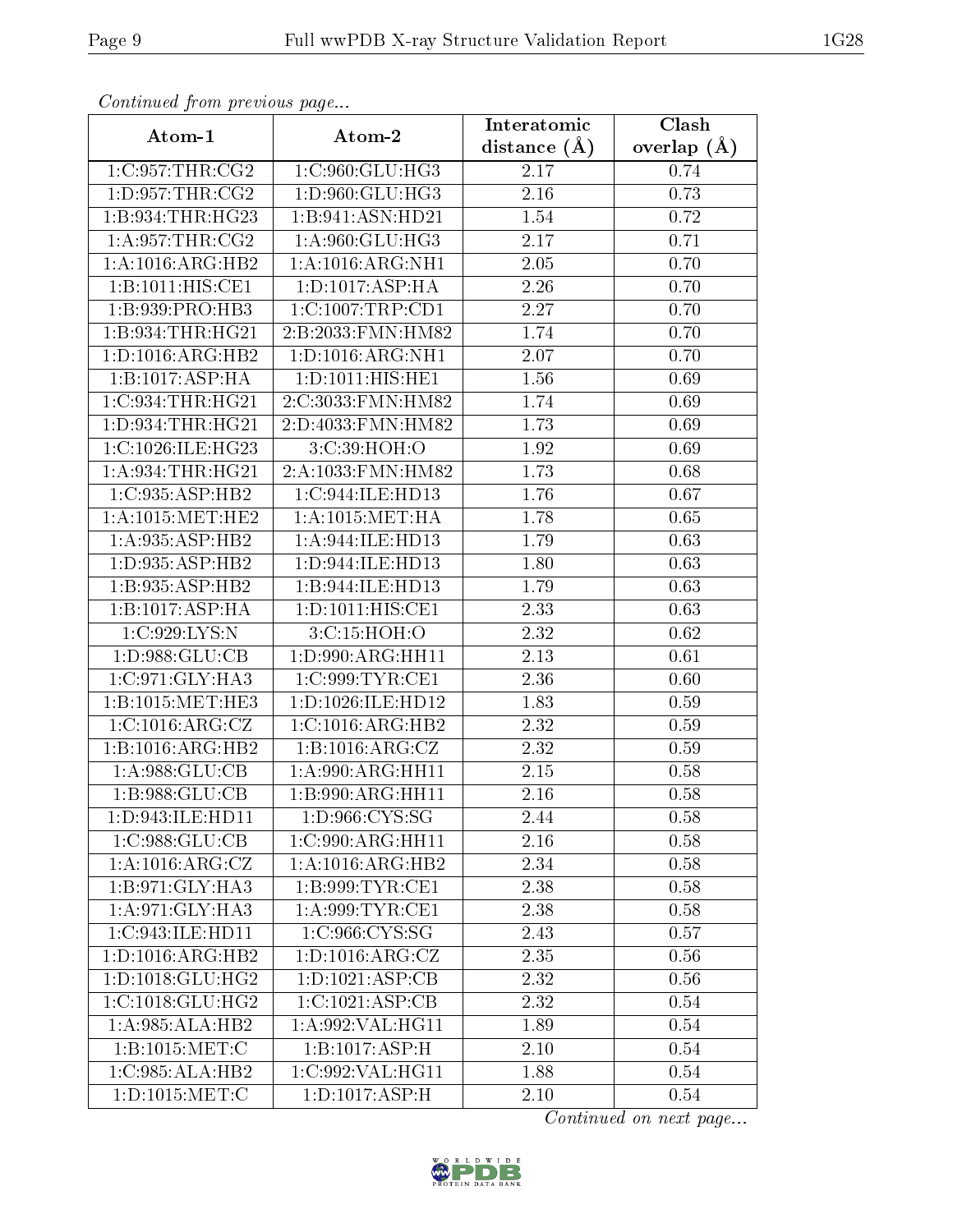*Continued from previous page...*

| Atom-1 | Atom-2 | Interatomic distance (Å) | Clash overlap (Å) |
|---|---|---|---|
| 1:C:957:THR:CG2 | 1:C:960:GLU:HG3 | 2.17 | 0.74 |
| 1:D:957:THR:CG2 | 1:D:960:GLU:HG3 | 2.16 | 0.73 |
| 1:B:934:THR:HG23 | 1:B:941:ASN:HD21 | 1.54 | 0.72 |
| 1:A:957:THR:CG2 | 1:A:960:GLU:HG3 | 2.17 | 0.71 |
| 1:A:1016:ARG:HB2 | 1:A:1016:ARG:NH1 | 2.05 | 0.70 |
| 1:B:1011:HIS:CE1 | 1:D:1017:ASP:HA | 2.26 | 0.70 |
| 1:B:939:PRO:HB3 | 1:C:1007:TRP:CD1 | 2.27 | 0.70 |
| 1:B:934:THR:HG21 | 2:B:2033:FMN:HM82 | 1.74 | 0.70 |
| 1:D:1016:ARG:HB2 | 1:D:1016:ARG:NH1 | 2.07 | 0.70 |
| 1:B:1017:ASP:HA | 1:D:1011:HIS:HE1 | 1.56 | 0.69 |
| 1:C:934:THR:HG21 | 2:C:3033:FMN:HM82 | 1.74 | 0.69 |
| 1:D:934:THR:HG21 | 2:D:4033:FMN:HM82 | 1.73 | 0.69 |
| 1:C:1026:ILE:HG23 | 3:C:39:HOH:O | 1.92 | 0.69 |
| 1:A:934:THR:HG21 | 2:A:1033:FMN:HM82 | 1.73 | 0.68 |
| 1:C:935:ASP:HB2 | 1:C:944:ILE:HD13 | 1.76 | 0.67 |
| 1:A:1015:MET:HE2 | 1:A:1015:MET:HA | 1.78 | 0.65 |
| 1:A:935:ASP:HB2 | 1:A:944:ILE:HD13 | 1.79 | 0.63 |
| 1:D:935:ASP:HB2 | 1:D:944:ILE:HD13 | 1.80 | 0.63 |
| 1:B:935:ASP:HB2 | 1:B:944:ILE:HD13 | 1.79 | 0.63 |
| 1:B:1017:ASP:HA | 1:D:1011:HIS:CE1 | 2.33 | 0.63 |
| 1:C:929:LYS:N | 3:C:15:HOH:O | 2.32 | 0.62 |
| 1:D:988:GLU:CB | 1:D:990:ARG:HH11 | 2.13 | 0.61 |
| 1:C:971:GLY:HA3 | 1:C:999:TYR:CE1 | 2.36 | 0.60 |
| 1:B:1015:MET:HE3 | 1:D:1026:ILE:HD12 | 1.83 | 0.59 |
| 1:C:1016:ARG:CZ | 1:C:1016:ARG:HB2 | 2.32 | 0.59 |
| 1:B:1016:ARG:HB2 | 1:B:1016:ARG:CZ | 2.32 | 0.59 |
| 1:A:988:GLU:CB | 1:A:990:ARG:HH11 | 2.15 | 0.58 |
| 1:B:988:GLU:CB | 1:B:990:ARG:HH11 | 2.16 | 0.58 |
| 1:D:943:ILE:HD11 | 1:D:966:CYS:SG | 2.44 | 0.58 |
| 1:C:988:GLU:CB | 1:C:990:ARG:HH11 | 2.16 | 0.58 |
| 1:A:1016:ARG:CZ | 1:A:1016:ARG:HB2 | 2.34 | 0.58 |
| 1:B:971:GLY:HA3 | 1:B:999:TYR:CE1 | 2.38 | 0.58 |
| 1:A:971:GLY:HA3 | 1:A:999:TYR:CE1 | 2.38 | 0.58 |
| 1:C:943:ILE:HD11 | 1:C:966:CYS:SG | 2.43 | 0.57 |
| 1:D:1016:ARG:HB2 | 1:D:1016:ARG:CZ | 2.35 | 0.56 |
| 1:D:1018:GLU:HG2 | 1:D:1021:ASP:CB | 2.32 | 0.56 |
| 1:C:1018:GLU:HG2 | 1:C:1021:ASP:CB | 2.32 | 0.54 |
| 1:A:985:ALA:HB2 | 1:A:992:VAL:HG11 | 1.89 | 0.54 |
| 1:B:1015:MET:C | 1:B:1017:ASP:H | 2.10 | 0.54 |
| 1:C:985:ALA:HB2 | 1:C:992:VAL:HG11 | 1.88 | 0.54 |
| 1:D:1015:MET:C | 1:D:1017:ASP:H | 2.10 | 0.54 |

*Continued on next page...*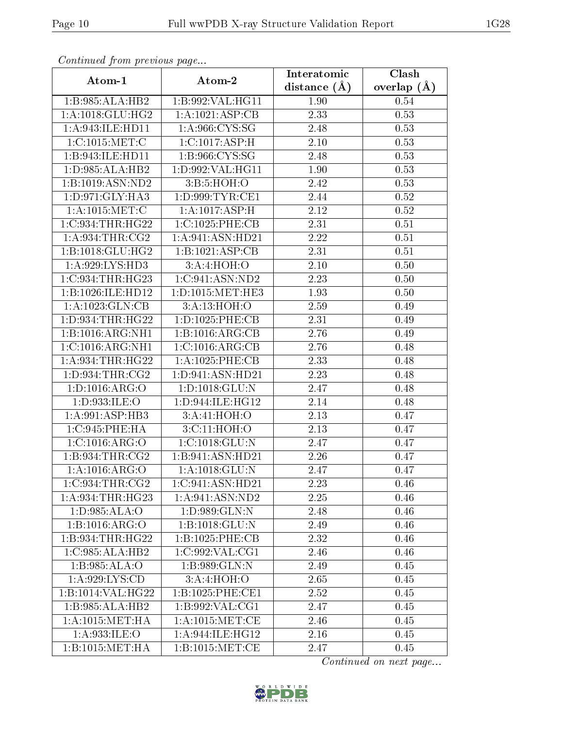*Continued from previous page...*

| Atom-1 | Atom-2 | Interatomic distance (Å) | Clash overlap (Å) |
|---|---|---|---|
| 1:B:985:ALA:HB2 | 1:B:992:VAL:HG11 | 1.90 | 0.54 |
| 1:A:1018:GLU:HG2 | 1:A:1021:ASP:CB | 2.33 | 0.53 |
| 1:A:943:ILE:HD11 | 1:A:966:CYS:SG | 2.48 | 0.53 |
| 1:C:1015:MET:C | 1:C:1017:ASP:H | 2.10 | 0.53 |
| 1:B:943:ILE:HD11 | 1:B:966:CYS:SG | 2.48 | 0.53 |
| 1:D:985:ALA:HB2 | 1:D:992:VAL:HG11 | 1.90 | 0.53 |
| 1:B:1019:ASN:ND2 | 3:B:5:HOH:O | 2.42 | 0.53 |
| 1:D:971:GLY:HA3 | 1:D:999:TYR:CE1 | 2.44 | 0.52 |
| 1:A:1015:MET:C | 1:A:1017:ASP:H | 2.12 | 0.52 |
| 1:C:934:THR:HG22 | 1:C:1025:PHE:CB | 2.31 | 0.51 |
| 1:A:934:THR:CG2 | 1:A:941:ASN:HD21 | 2.22 | 0.51 |
| 1:B:1018:GLU:HG2 | 1:B:1021:ASP:CB | 2.31 | 0.51 |
| 1:A:929:LYS:HD3 | 3:A:4:HOH:O | 2.10 | 0.50 |
| 1:C:934:THR:HG23 | 1:C:941:ASN:ND2 | 2.23 | 0.50 |
| 1:B:1026:ILE:HD12 | 1:D:1015:MET:HE3 | 1.93 | 0.50 |
| 1:A:1023:GLN:CB | 3:A:13:HOH:O | 2.59 | 0.49 |
| 1:D:934:THR:HG22 | 1:D:1025:PHE:CB | 2.31 | 0.49 |
| 1:B:1016:ARG:NH1 | 1:B:1016:ARG:CB | 2.76 | 0.49 |
| 1:C:1016:ARG:NH1 | 1:C:1016:ARG:CB | 2.76 | 0.48 |
| 1:A:934:THR:HG22 | 1:A:1025:PHE:CB | 2.33 | 0.48 |
| 1:D:934:THR:CG2 | 1:D:941:ASN:HD21 | 2.23 | 0.48 |
| 1:D:1016:ARG:O | 1:D:1018:GLU:N | 2.47 | 0.48 |
| 1:D:933:ILE:O | 1:D:944:ILE:HG12 | 2.14 | 0.48 |
| 1:A:991:ASP:HB3 | 3:A:41:HOH:O | 2.13 | 0.47 |
| 1:C:945:PHE:HA | 3:C:11:HOH:O | 2.13 | 0.47 |
| 1:C:1016:ARG:O | 1:C:1018:GLU:N | 2.47 | 0.47 |
| 1:B:934:THR:CG2 | 1:B:941:ASN:HD21 | 2.26 | 0.47 |
| 1:A:1016:ARG:O | 1:A:1018:GLU:N | 2.47 | 0.47 |
| 1:C:934:THR:CG2 | 1:C:941:ASN:HD21 | 2.23 | 0.46 |
| 1:A:934:THR:HG23 | 1:A:941:ASN:ND2 | 2.25 | 0.46 |
| 1:D:985:ALA:O | 1:D:989:GLN:N | 2.48 | 0.46 |
| 1:B:1016:ARG:O | 1:B:1018:GLU:N | 2.49 | 0.46 |
| 1:B:934:THR:HG22 | 1:B:1025:PHE:CB | 2.32 | 0.46 |
| 1:C:985:ALA:HB2 | 1:C:992:VAL:CG1 | 2.46 | 0.46 |
| 1:B:985:ALA:O | 1:B:989:GLN:N | 2.49 | 0.45 |
| 1:A:929:LYS:CD | 3:A:4:HOH:O | 2.65 | 0.45 |
| 1:B:1014:VAL:HG22 | 1:B:1025:PHE:CE1 | 2.52 | 0.45 |
| 1:B:985:ALA:HB2 | 1:B:992:VAL:CG1 | 2.47 | 0.45 |
| 1:A:1015:MET:HA | 1:A:1015:MET:CE | 2.46 | 0.45 |
| 1:A:933:ILE:O | 1:A:944:ILE:HG12 | 2.16 | 0.45 |
| 1:B:1015:MET:HA | 1:B:1015:MET:CE | 2.47 | 0.45 |

*Continued on next page...*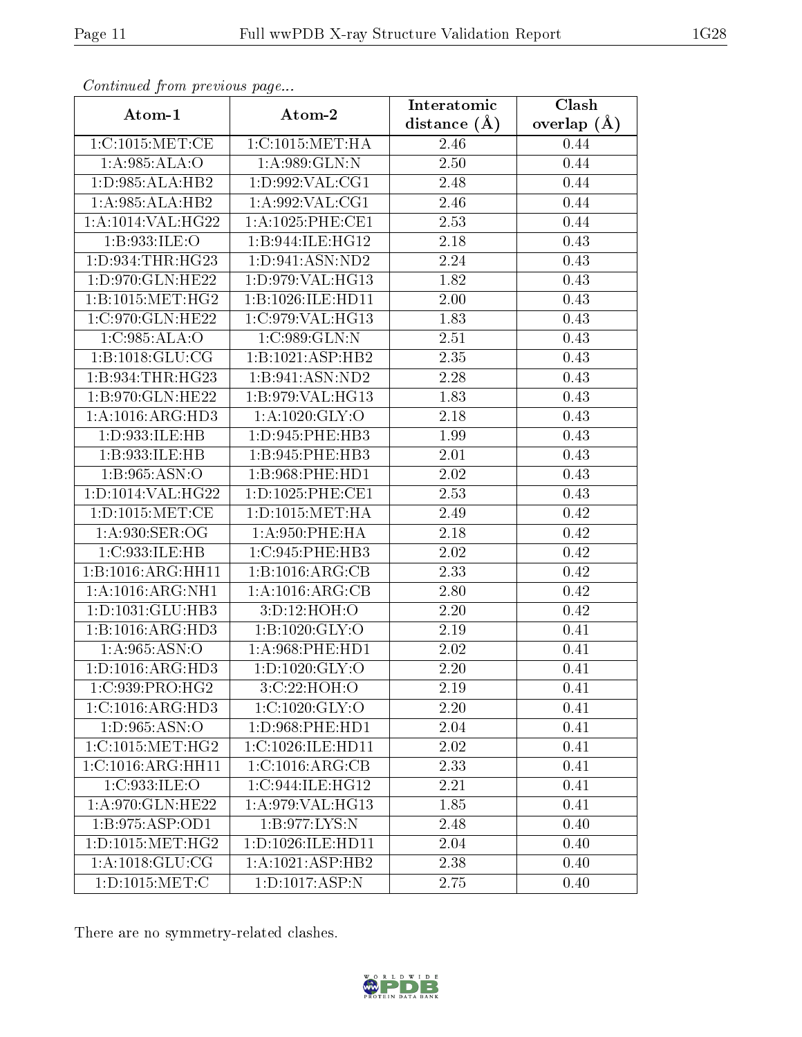*Continued from previous page...*

| Atom-1 | Atom-2 | Interatomic distance (Å) | Clash overlap (Å) |
|---|---|---|---|
| 1:C:1015:MET:CE | 1:C:1015:MET:HA | 2.46 | 0.44 |
| 1:A:985:ALA:O | 1:A:989:GLN:N | 2.50 | 0.44 |
| 1:D:985:ALA:HB2 | 1:D:992:VAL:CG1 | 2.48 | 0.44 |
| 1:A:985:ALA:HB2 | 1:A:992:VAL:CG1 | 2.46 | 0.44 |
| 1:A:1014:VAL:HG22 | 1:A:1025:PHE:CE1 | 2.53 | 0.44 |
| 1:B:933:ILE:O | 1:B:944:ILE:HG12 | 2.18 | 0.43 |
| 1:D:934:THR:HG23 | 1:D:941:ASN:ND2 | 2.24 | 0.43 |
| 1:D:970:GLN:HE22 | 1:D:979:VAL:HG13 | 1.82 | 0.43 |
| 1:B:1015:MET:HG2 | 1:B:1026:ILE:HD11 | 2.00 | 0.43 |
| 1:C:970:GLN:HE22 | 1:C:979:VAL:HG13 | 1.83 | 0.43 |
| 1:C:985:ALA:O | 1:C:989:GLN:N | 2.51 | 0.43 |
| 1:B:1018:GLU:CG | 1:B:1021:ASP:HB2 | 2.35 | 0.43 |
| 1:B:934:THR:HG23 | 1:B:941:ASN:ND2 | 2.28 | 0.43 |
| 1:B:970:GLN:HE22 | 1:B:979:VAL:HG13 | 1.83 | 0.43 |
| 1:A:1016:ARG:HD3 | 1:A:1020:GLY:O | 2.18 | 0.43 |
| 1:D:933:ILE:HB | 1:D:945:PHE:HB3 | 1.99 | 0.43 |
| 1:B:933:ILE:HB | 1:B:945:PHE:HB3 | 2.01 | 0.43 |
| 1:B:965:ASN:O | 1:B:968:PHE:HD1 | 2.02 | 0.43 |
| 1:D:1014:VAL:HG22 | 1:D:1025:PHE:CE1 | 2.53 | 0.43 |
| 1:D:1015:MET:CE | 1:D:1015:MET:HA | 2.49 | 0.42 |
| 1:A:930:SER:OG | 1:A:950:PHE:HA | 2.18 | 0.42 |
| 1:C:933:ILE:HB | 1:C:945:PHE:HB3 | 2.02 | 0.42 |
| 1:B:1016:ARG:HH11 | 1:B:1016:ARG:CB | 2.33 | 0.42 |
| 1:A:1016:ARG:NH1 | 1:A:1016:ARG:CB | 2.80 | 0.42 |
| 1:D:1031:GLU:HB3 | 3:D:12:HOH:O | 2.20 | 0.42 |
| 1:B:1016:ARG:HD3 | 1:B:1020:GLY:O | 2.19 | 0.41 |
| 1:A:965:ASN:O | 1:A:968:PHE:HD1 | 2.02 | 0.41 |
| 1:D:1016:ARG:HD3 | 1:D:1020:GLY:O | 2.20 | 0.41 |
| 1:C:939:PRO:HG2 | 3:C:22:HOH:O | 2.19 | 0.41 |
| 1:C:1016:ARG:HD3 | 1:C:1020:GLY:O | 2.20 | 0.41 |
| 1:D:965:ASN:O | 1:D:968:PHE:HD1 | 2.04 | 0.41 |
| 1:C:1015:MET:HG2 | 1:C:1026:ILE:HD11 | 2.02 | 0.41 |
| 1:C:1016:ARG:HH11 | 1:C:1016:ARG:CB | 2.33 | 0.41 |
| 1:C:933:ILE:O | 1:C:944:ILE:HG12 | 2.21 | 0.41 |
| 1:A:970:GLN:HE22 | 1:A:979:VAL:HG13 | 1.85 | 0.41 |
| 1:B:975:ASP:OD1 | 1:B:977:LYS:N | 2.48 | 0.40 |
| 1:D:1015:MET:HG2 | 1:D:1026:ILE:HD11 | 2.04 | 0.40 |
| 1:A:1018:GLU:CG | 1:A:1021:ASP:HB2 | 2.38 | 0.40 |
| 1:D:1015:MET:C | 1:D:1017:ASP:N | 2.75 | 0.40 |

There are no symmetry-related clashes.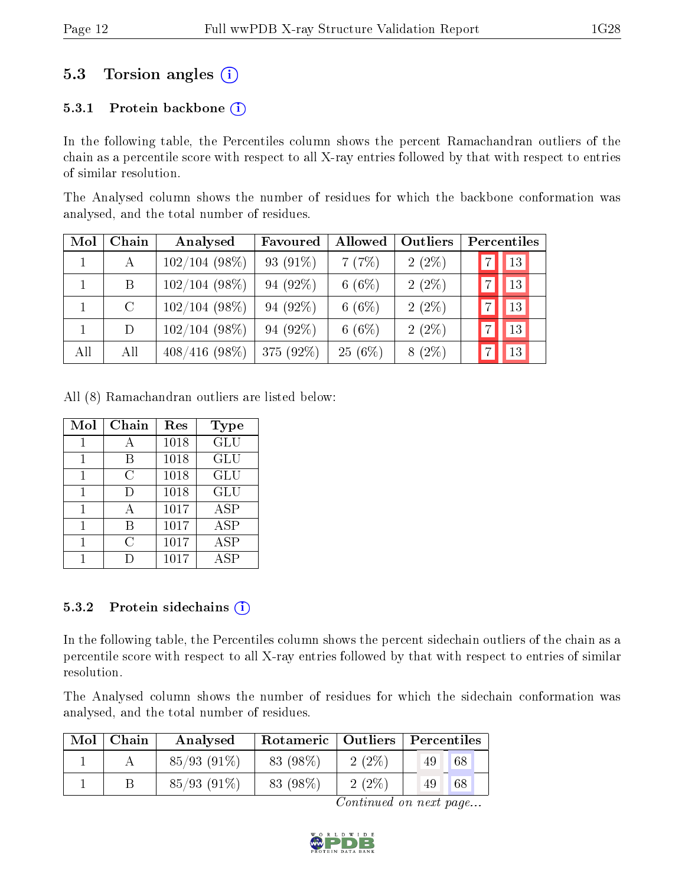## 5.3 Torsion angles (i)

### 5.3.1 Protein backbone (i)

In the following table, the Percentiles column shows the percent Ramachandran outliers of the chain as a percentile score with respect to all X-ray entries followed by that with respect to entries of similar resolution.

The Analysed column shows the number of residues for which the backbone conformation was analysed, and the total number of residues.

| Mol | Chain | Analysed | Favoured | Allowed | Outliers | Percentiles | |
|---|---|---|---|---|---|---|---|
| 1 | A | 102/104 (98%) | 93 (91%) | 7 (7%) | 2 (2%) | 7 | 13 |
| 1 | B | 102/104 (98%) | 94 (92%) | 6 (6%) | 2 (2%) | 7 | 13 |
| 1 | C | 102/104 (98%) | 94 (92%) | 6 (6%) | 2 (2%) | 7 | 13 |
| 1 | D | 102/104 (98%) | 94 (92%) | 6 (6%) | 2 (2%) | 7 | 13 |
| All | All | 408/416 (98%) | 375 (92%) | 25 (6%) | 8 (2%) | 7 | 13 |

All (8) Ramachandran outliers are listed below:

| Mol | Chain | Res | Type |
|---|---|---|---|
| 1 | A | 1018 | GLU |
| 1 | B | 1018 | GLU |
| 1 | C | 1018 | GLU |
| 1 | D | 1018 | GLU |
| 1 | A | 1017 | ASP |
| 1 | B | 1017 | ASP |
| 1 | C | 1017 | ASP |
| 1 | D | 1017 | ASP |

### 5.3.2 Protein sidechains (i)

In the following table, the Percentiles column shows the percent sidechain outliers of the chain as a percentile score with respect to all X-ray entries followed by that with respect to entries of similar resolution.

The Analysed column shows the number of residues for which the sidechain conformation was analysed, and the total number of residues.

| Mol | Chain | Analysed | Rotameric | Outliers | Percentiles | |
|---|---|---|---|---|---|---|
| 1 | A | 85/93 (91%) | 83 (98%) | 2 (2%) | 49 | 68 |
| 1 | B | 85/93 (91%) | 83 (98%) | 2 (2%) | 49 | 68 |

*Continued on next page...*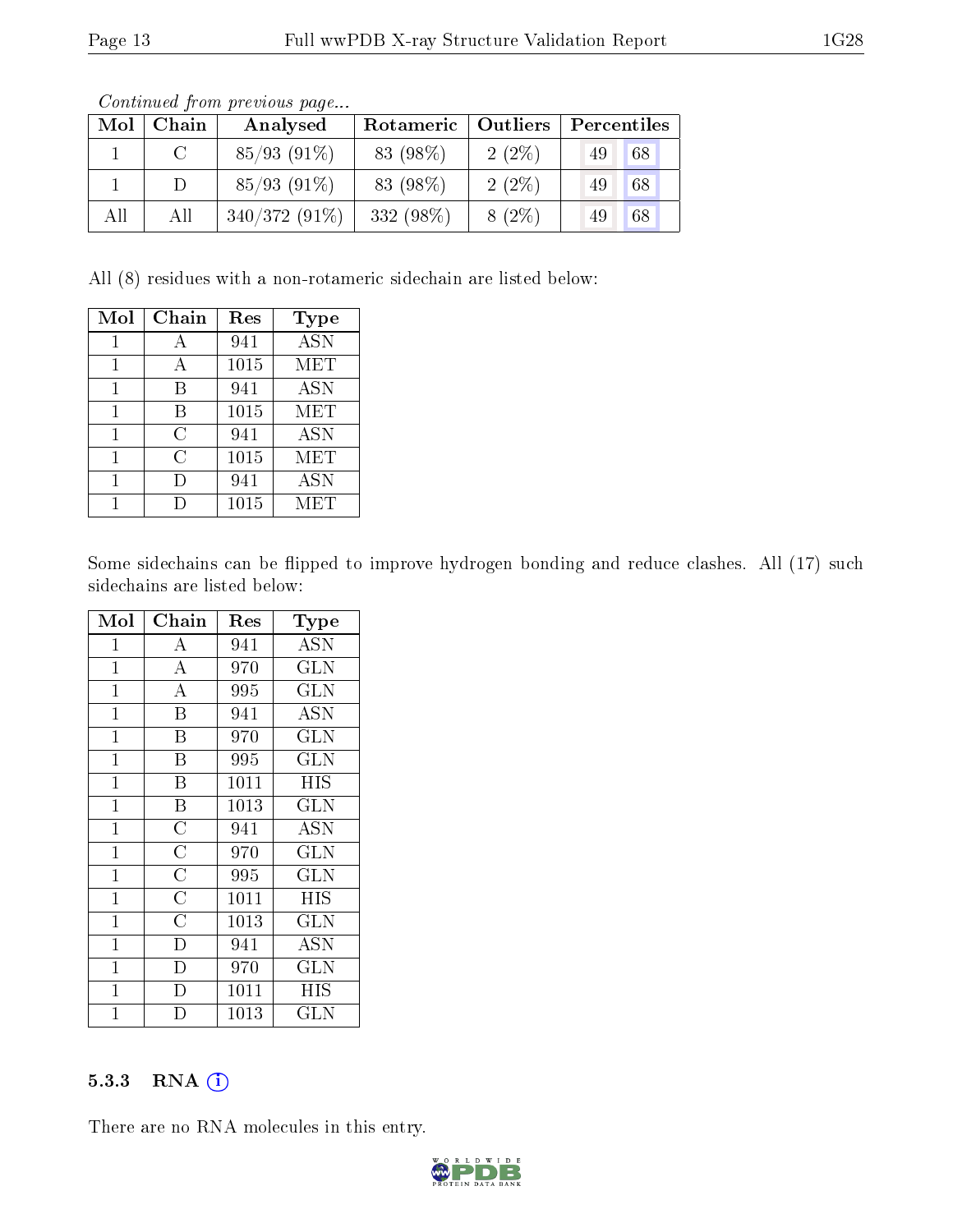*Continued from previous page...*

| Mol | Chain | Analysed | Rotameric | Outliers | Percentiles | |
|---|---|---|---|---|---|---|
| 1 | C | 85/93 (91%) | 83 (98%) | 2 (2%) | 49 | 68 |
| 1 | D | 85/93 (91%) | 83 (98%) | 2 (2%) | 49 | 68 |
| All | All | 340/372 (91%) | 332 (98%) | 8 (2%) | 49 | 68 |

All (8) residues with a non-rotameric sidechain are listed below:

| Mol | Chain | Res | Type |
|---|---|---|---|
| 1 | A | 941 | ASN |
| 1 | A | 1015 | MET |
| 1 | B | 941 | ASN |
| 1 | B | 1015 | MET |
| 1 | C | 941 | ASN |
| 1 | C | 1015 | MET |
| 1 | D | 941 | ASN |
| 1 | D | 1015 | MET |

Some sidechains can be flipped to improve hydrogen bonding and reduce clashes. All (17) such sidechains are listed below:

| Mol | Chain | Res | Type |
|---|---|---|---|
| 1 | A | 941 | ASN |
| 1 | A | 970 | GLN |
| 1 | A | 995 | GLN |
| 1 | B | 941 | ASN |
| 1 | B | 970 | GLN |
| 1 | B | 995 | GLN |
| 1 | B | 1011 | HIS |
| 1 | B | 1013 | GLN |
| 1 | C | 941 | ASN |
| 1 | C | 970 | GLN |
| 1 | C | 995 | GLN |
| 1 | C | 1011 | HIS |
| 1 | C | 1013 | GLN |
| 1 | D | 941 | ASN |
| 1 | D | 970 | GLN |
| 1 | D | 1011 | HIS |
| 1 | D | 1013 | GLN |

### 5.3.3 RNA

There are no RNA molecules in this entry.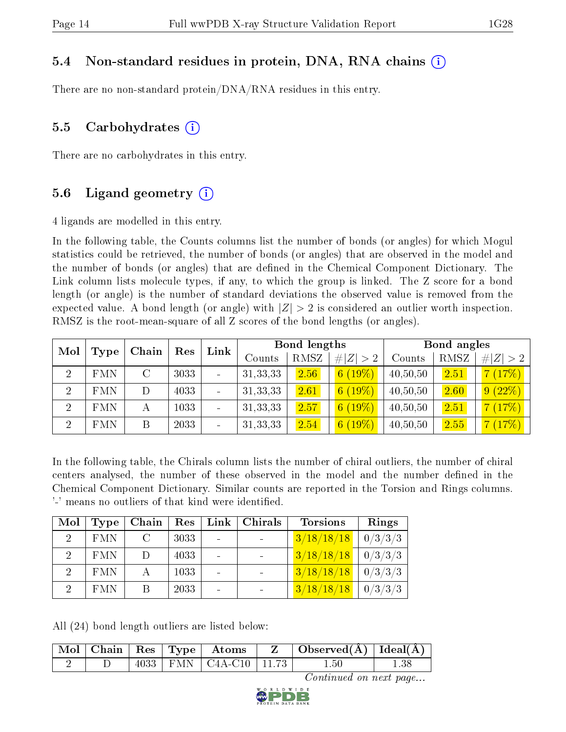### 5.4 Non-standard residues in protein, DNA, RNA chains

There are no non-standard protein/DNA/RNA residues in this entry.

### 5.5 Carbohydrates

There are no carbohydrates in this entry.

### 5.6 Ligand geometry

4 ligands are modelled in this entry.

In the following table, the Counts columns list the number of bonds (or angles) for which Mogul statistics could be retrieved, the number of bonds (or angles) that are observed in the model and the number of bonds (or angles) that are defined in the Chemical Component Dictionary. The Link column lists molecule types, if any, to which the group is linked. The Z score for a bond length (or angle) is the number of standard deviations the observed value is removed from the expected value. A bond length (or angle) with $|Z| > 2$ is considered an outlier worth inspection. RMSZ is the root-mean-square of all Z scores of the bond lengths (or angles).

| Mol | Type | Chain | Res | Link | Bond lengths | | | Bond angles | | |
|---|---|---|---|---|---|---|---|---|---|---|
| | | | | | Counts | RMSZ | #\|Z\| > 2 | Counts | RMSZ | #\|Z\| > 2 |
| 2 | FMN | C | 3033 | - | 31,33,33 | 2.56 | 6 (19%) | 40,50,50 | 2.51 | 7 (17%) |
| 2 | FMN | D | 4033 | - | 31,33,33 | 2.61 | 6 (19%) | 40,50,50 | 2.60 | 9 (22%) |
| 2 | FMN | A | 1033 | - | 31,33,33 | 2.57 | 6 (19%) | 40,50,50 | 2.51 | 7 (17%) |
| 2 | FMN | B | 2033 | - | 31,33,33 | 2.54 | 6 (19%) | 40,50,50 | 2.55 | 7 (17%) |

In the following table, the Chirals column lists the number of chiral outliers, the number of chiral centers analysed, the number of these observed in the model and the number defined in the Chemical Component Dictionary. Similar counts are reported in the Torsion and Rings columns. '-' means no outliers of that kind were identified.

| Mol | Type | Chain | Res | Link | Chirals | Torsions | Rings |
|---|---|---|---|---|---|---|---|
| 2 | FMN | C | 3033 | - | - | 3/18/18/18 | 0/3/3/3 |
| 2 | FMN | D | 4033 | - | - | 3/18/18/18 | 0/3/3/3 |
| 2 | FMN | A | 1033 | - | - | 3/18/18/18 | 0/3/3/3 |
| 2 | FMN | B | 2033 | - | - | 3/18/18/18 | 0/3/3/3 |

All (24) bond length outliers are listed below:

| Mol | Chain | Res | Type | Atoms | Z | Observed(Å) | Ideal(Å) |
|---|---|---|---|---|---|---|---|
| 2 | D | 4033 | FMN | C4A-C10 | 11.73 | 1.50 | 1.38 |

*Continued on next page...*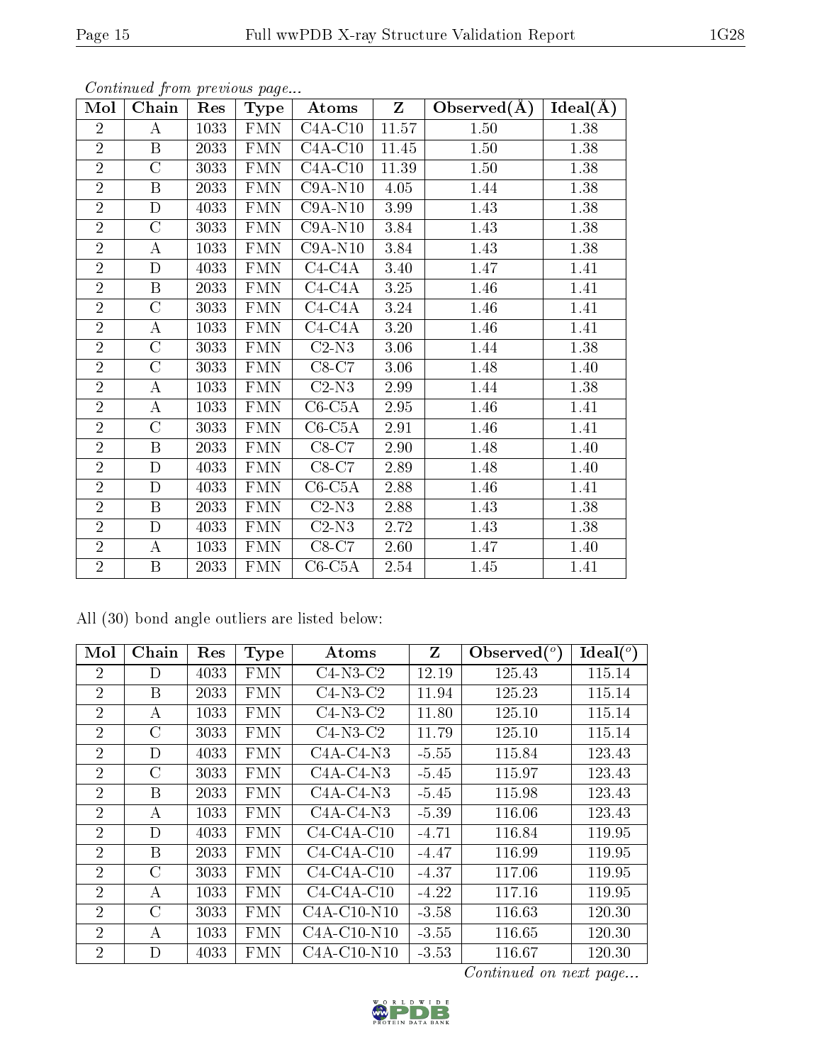*Continued from previous page...*

| Mol | Chain | Res | Type | Atoms | Z | Observed(Å) | Ideal(Å) |
|---|---|---|---|---|---|---|---|
| 2 | A | 1033 | FMN | C4A-C10 | 11.57 | 1.50 | 1.38 |
| 2 | B | 2033 | FMN | C4A-C10 | 11.45 | 1.50 | 1.38 |
| 2 | C | 3033 | FMN | C4A-C10 | 11.39 | 1.50 | 1.38 |
| 2 | B | 2033 | FMN | C9A-N10 | 4.05 | 1.44 | 1.38 |
| 2 | D | 4033 | FMN | C9A-N10 | 3.99 | 1.43 | 1.38 |
| 2 | C | 3033 | FMN | C9A-N10 | 3.84 | 1.43 | 1.38 |
| 2 | A | 1033 | FMN | C9A-N10 | 3.84 | 1.43 | 1.38 |
| 2 | D | 4033 | FMN | C4-C4A | 3.40 | 1.47 | 1.41 |
| 2 | B | 2033 | FMN | C4-C4A | 3.25 | 1.46 | 1.41 |
| 2 | C | 3033 | FMN | C4-C4A | 3.24 | 1.46 | 1.41 |
| 2 | A | 1033 | FMN | C4-C4A | 3.20 | 1.46 | 1.41 |
| 2 | C | 3033 | FMN | C2-N3 | 3.06 | 1.44 | 1.38 |
| 2 | C | 3033 | FMN | C8-C7 | 3.06 | 1.48 | 1.40 |
| 2 | A | 1033 | FMN | C2-N3 | 2.99 | 1.44 | 1.38 |
| 2 | A | 1033 | FMN | C6-C5A | 2.95 | 1.46 | 1.41 |
| 2 | C | 3033 | FMN | C6-C5A | 2.91 | 1.46 | 1.41 |
| 2 | B | 2033 | FMN | C8-C7 | 2.90 | 1.48 | 1.40 |
| 2 | D | 4033 | FMN | C8-C7 | 2.89 | 1.48 | 1.40 |
| 2 | D | 4033 | FMN | C6-C5A | 2.88 | 1.46 | 1.41 |
| 2 | B | 2033 | FMN | C2-N3 | 2.88 | 1.43 | 1.38 |
| 2 | D | 4033 | FMN | C2-N3 | 2.72 | 1.43 | 1.38 |
| 2 | A | 1033 | FMN | C8-C7 | 2.60 | 1.47 | 1.40 |
| 2 | B | 2033 | FMN | C6-C5A | 2.54 | 1.45 | 1.41 |

All (30) bond angle outliers are listed below:

| Mol | Chain | Res | Type | Atoms | Z | Observed(°) | Ideal(°) |
|---|---|---|---|---|---|---|---|
| 2 | D | 4033 | FMN | C4-N3-C2 | 12.19 | 125.43 | 115.14 |
| 2 | B | 2033 | FMN | C4-N3-C2 | 11.94 | 125.23 | 115.14 |
| 2 | A | 1033 | FMN | C4-N3-C2 | 11.80 | 125.10 | 115.14 |
| 2 | C | 3033 | FMN | C4-N3-C2 | 11.79 | 125.10 | 115.14 |
| 2 | D | 4033 | FMN | C4A-C4-N3 | -5.55 | 115.84 | 123.43 |
| 2 | C | 3033 | FMN | C4A-C4-N3 | -5.45 | 115.97 | 123.43 |
| 2 | B | 2033 | FMN | C4A-C4-N3 | -5.45 | 115.98 | 123.43 |
| 2 | A | 1033 | FMN | C4A-C4-N3 | -5.39 | 116.06 | 123.43 |
| 2 | D | 4033 | FMN | C4-C4A-C10 | -4.71 | 116.84 | 119.95 |
| 2 | B | 2033 | FMN | C4-C4A-C10 | -4.47 | 116.99 | 119.95 |
| 2 | C | 3033 | FMN | C4-C4A-C10 | -4.37 | 117.06 | 119.95 |
| 2 | A | 1033 | FMN | C4-C4A-C10 | -4.22 | 117.16 | 119.95 |
| 2 | C | 3033 | FMN | C4A-C10-N10 | -3.58 | 116.63 | 120.30 |
| 2 | A | 1033 | FMN | C4A-C10-N10 | -3.55 | 116.65 | 120.30 |
| 2 | D | 4033 | FMN | C4A-C10-N10 | -3.53 | 116.67 | 120.30 |

*Continued on next page...*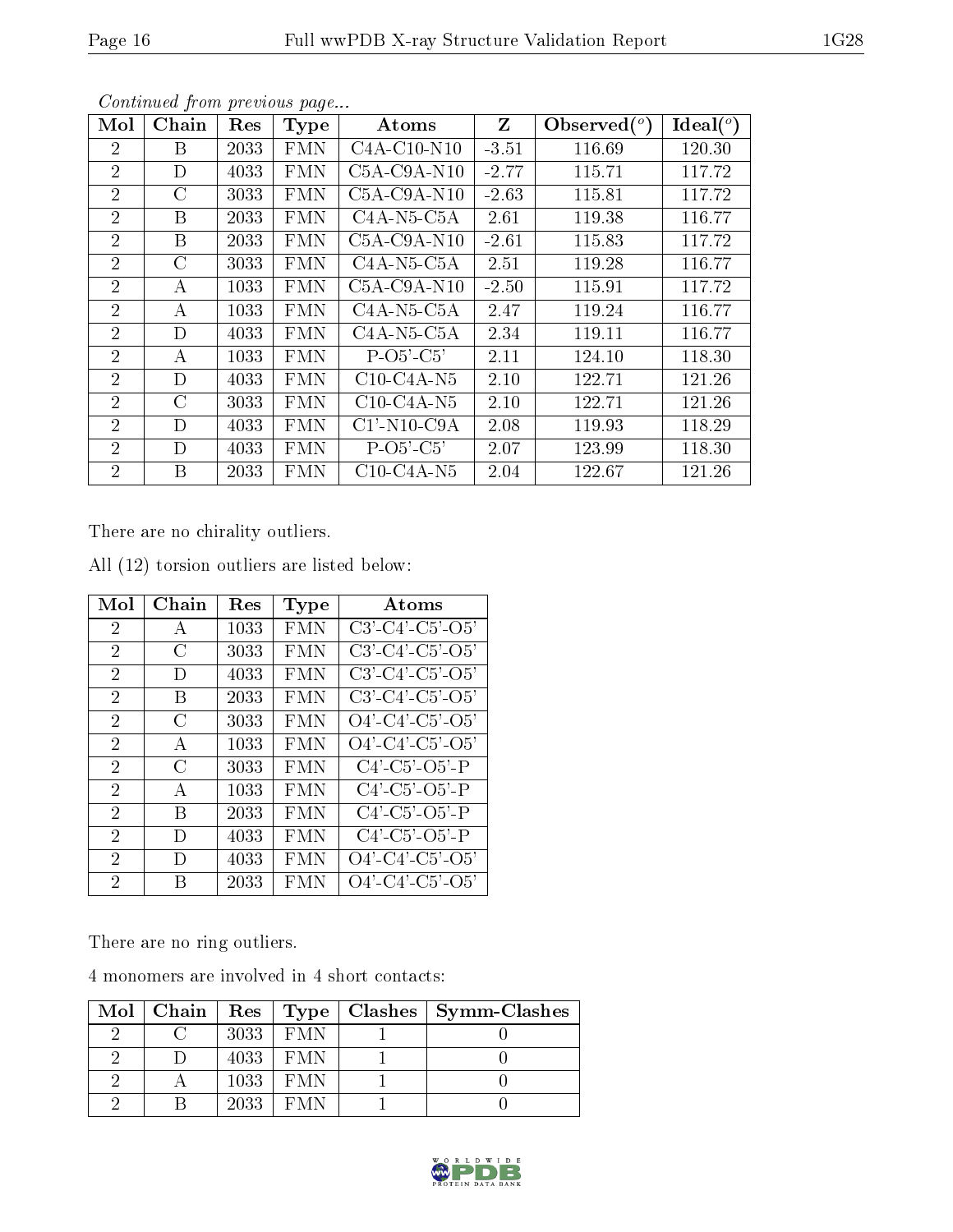*Continued from previous page...*

| Mol | Chain | Res | Type | Atoms | Z | Observed(°) | Ideal(°) |
|---|---|---|---|---|---|---|---|
| 2 | B | 2033 | FMN | C4A-C10-N10 | -3.51 | 116.69 | 120.30 |
| 2 | D | 4033 | FMN | C5A-C9A-N10 | -2.77 | 115.71 | 117.72 |
| 2 | C | 3033 | FMN | C5A-C9A-N10 | -2.63 | 115.81 | 117.72 |
| 2 | B | 2033 | FMN | C4A-N5-C5A | 2.61 | 119.38 | 116.77 |
| 2 | B | 2033 | FMN | C5A-C9A-N10 | -2.61 | 115.83 | 117.72 |
| 2 | C | 3033 | FMN | C4A-N5-C5A | 2.51 | 119.28 | 116.77 |
| 2 | A | 1033 | FMN | C5A-C9A-N10 | -2.50 | 115.91 | 117.72 |
| 2 | A | 1033 | FMN | C4A-N5-C5A | 2.47 | 119.24 | 116.77 |
| 2 | D | 4033 | FMN | C4A-N5-C5A | 2.34 | 119.11 | 116.77 |
| 2 | A | 1033 | FMN | P-O5'-C5' | 2.11 | 124.10 | 118.30 |
| 2 | D | 4033 | FMN | C10-C4A-N5 | 2.10 | 122.71 | 121.26 |
| 2 | C | 3033 | FMN | C10-C4A-N5 | 2.10 | 122.71 | 121.26 |
| 2 | D | 4033 | FMN | C1'-N10-C9A | 2.08 | 119.93 | 118.29 |
| 2 | D | 4033 | FMN | P-O5'-C5' | 2.07 | 123.99 | 118.30 |
| 2 | B | 2033 | FMN | C10-C4A-N5 | 2.04 | 122.67 | 121.26 |

There are no chirality outliers.

All (12) torsion outliers are listed below:

| Mol | Chain | Res | Type | Atoms |
|---|---|---|---|---|
| 2 | A | 1033 | FMN | C3'-C4'-C5'-O5' |
| 2 | C | 3033 | FMN | C3'-C4'-C5'-O5' |
| 2 | D | 4033 | FMN | C3'-C4'-C5'-O5' |
| 2 | B | 2033 | FMN | C3'-C4'-C5'-O5' |
| 2 | C | 3033 | FMN | O4'-C4'-C5'-O5' |
| 2 | A | 1033 | FMN | O4'-C4'-C5'-O5' |
| 2 | C | 3033 | FMN | C4'-C5'-O5'-P |
| 2 | A | 1033 | FMN | C4'-C5'-O5'-P |
| 2 | B | 2033 | FMN | C4'-C5'-O5'-P |
| 2 | D | 4033 | FMN | C4'-C5'-O5'-P |
| 2 | D | 4033 | FMN | O4'-C4'-C5'-O5' |
| 2 | B | 2033 | FMN | O4'-C4'-C5'-O5' |

There are no ring outliers.

4 monomers are involved in 4 short contacts:

| Mol | Chain | Res | Type | Clashes | Symm-Clashes |
|---|---|---|---|---|---|
| 2 | C | 3033 | FMN | 1 | 0 |
| 2 | D | 4033 | FMN | 1 | 0 |
| 2 | A | 1033 | FMN | 1 | 0 |
| 2 | B | 2033 | FMN | 1 | 0 |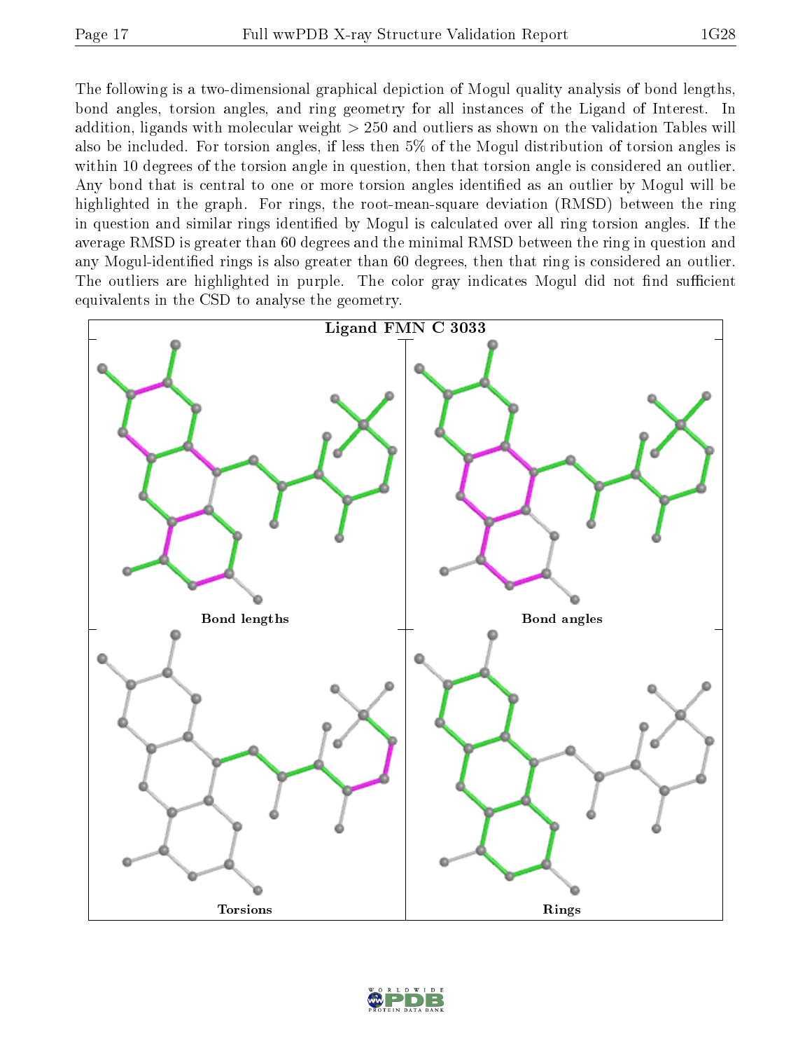The following is a two-dimensional graphical depiction of Mogul quality analysis of bond lengths, bond angles, torsion angles, and ring geometry for all instances of the Ligand of Interest. In addition, ligands with molecular weight > 250 and outliers as shown on the validation Tables will also be included. For torsion angles, if less then 5% of the Mogul distribution of torsion angles is within 10 degrees of the torsion angle in question, then that torsion angle is considered an outlier. Any bond that is central to one or more torsion angles identified as an outlier by Mogul will be highlighted in the graph. For rings, the root-mean-square deviation (RMSD) between the ring in question and similar rings identified by Mogul is calculated over all ring torsion angles. If the average RMSD is greater than 60 degrees and the minimal RMSD between the ring in question and any Mogul-identified rings is also greater than 60 degrees, then that ring is considered an outlier. The outliers are highlighted in purple. The color gray indicates Mogul did not find sufficient equivalents in the CSD to analyse the geometry.

**Ligand FMN C 3033**

Bond lengths

Bond angles

Torsions

Rings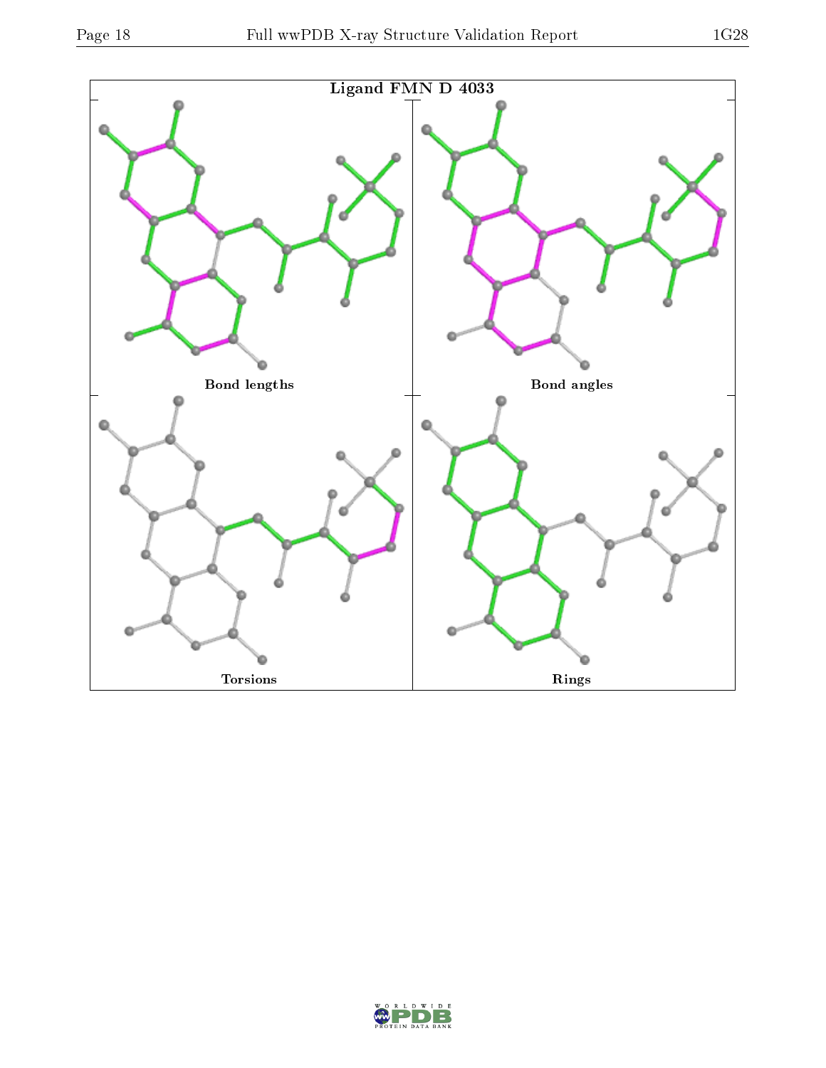Ligand FMN D 4033

Bond lengths

Bond angles

Torsions

Rings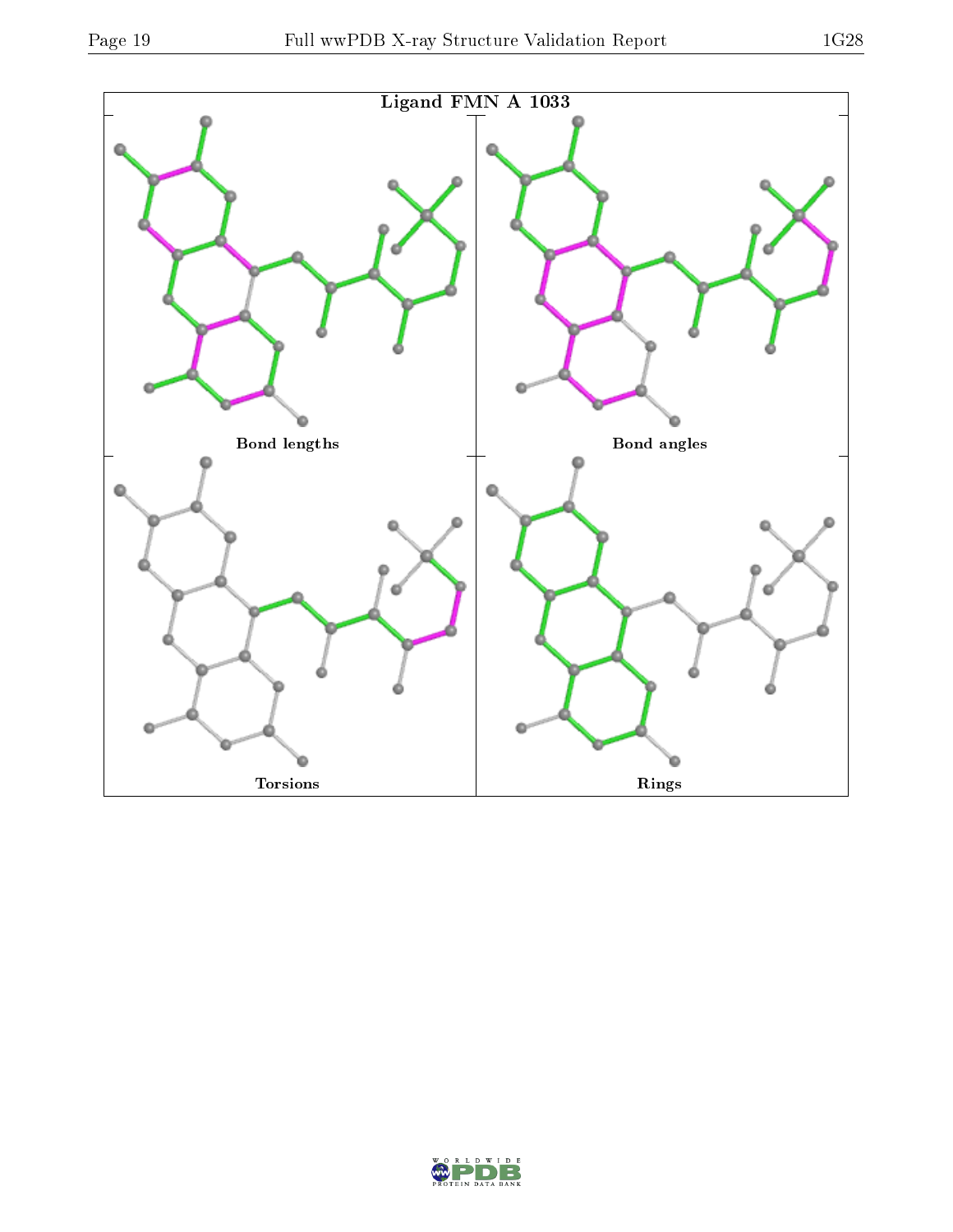**Ligand FMN A 1033**

Bond lengths

Bond angles

Torsions

Rings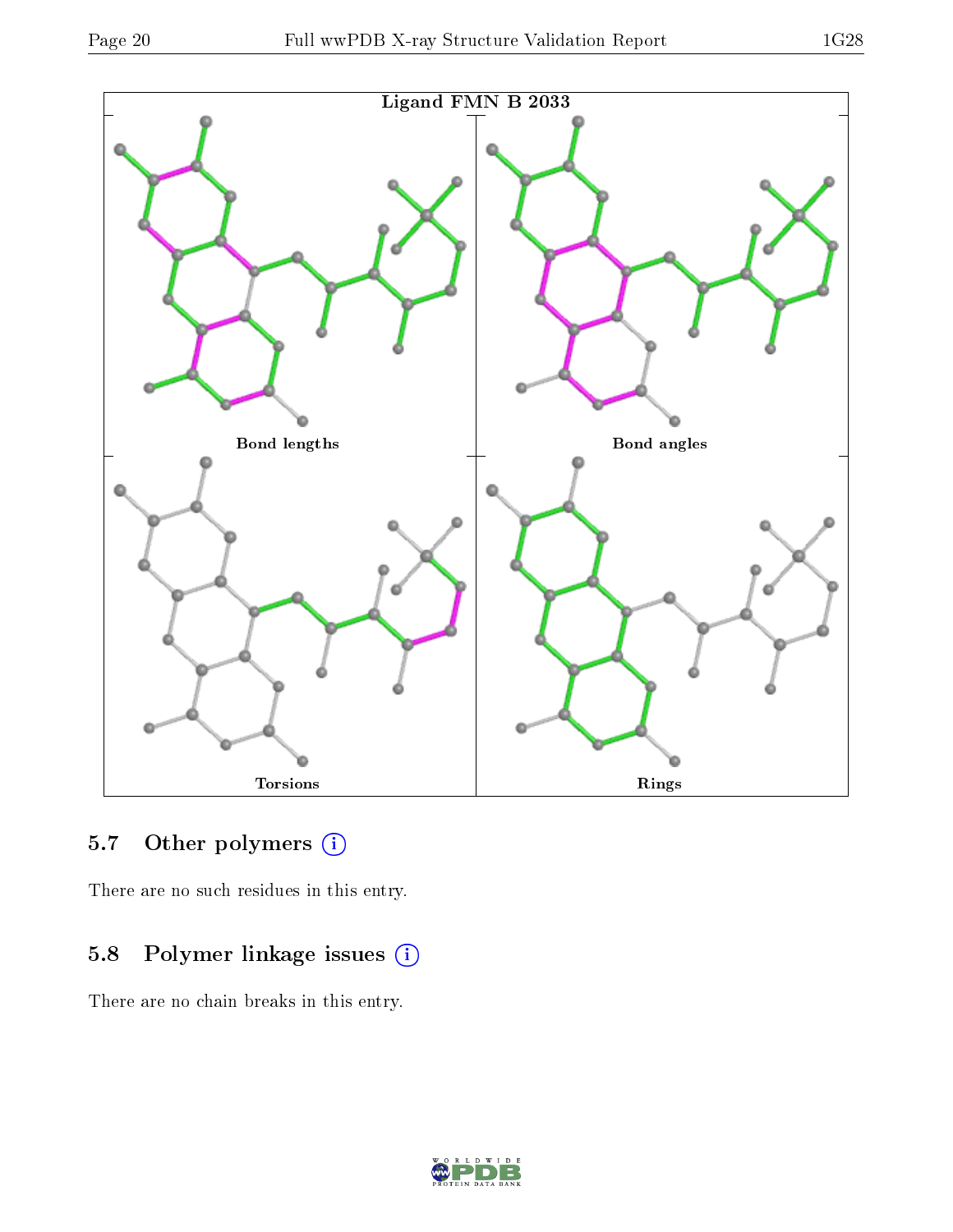Ligand FMN B 2033

Bond lengths

Bond angles

Torsions

Rings

## 5.7 Other polymers (i)

There are no such residues in this entry.

## 5.8 Polymer linkage issues (i)

There are no chain breaks in this entry.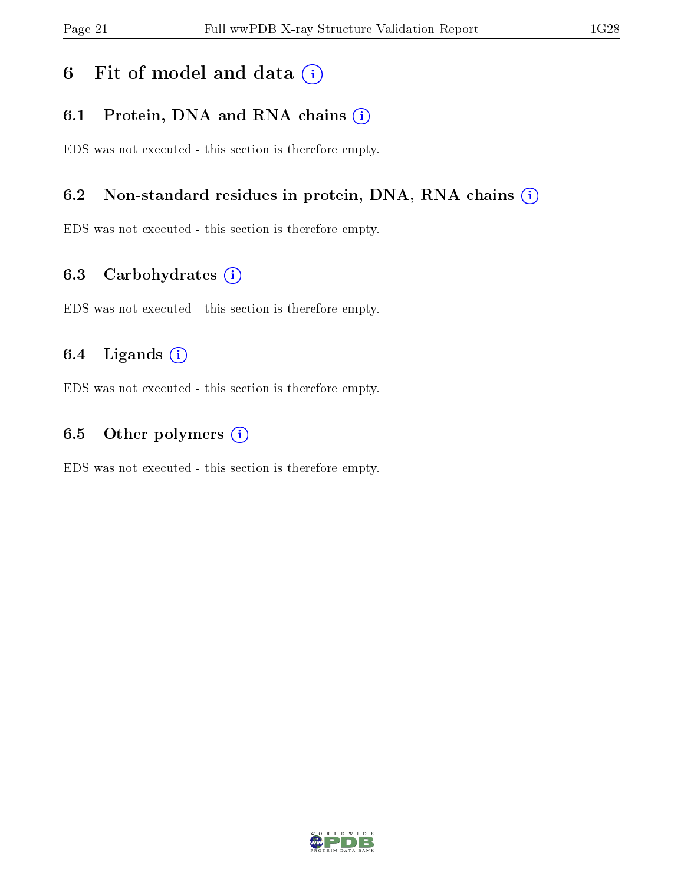# 6 Fit of model and data

## 6.1 Protein, DNA and RNA chains

EDS was not executed - this section is therefore empty.

## 6.2 Non-standard residues in protein, DNA, RNA chains

EDS was not executed - this section is therefore empty.

## 6.3 Carbohydrates

EDS was not executed - this section is therefore empty.

## 6.4 Ligands

EDS was not executed - this section is therefore empty.

## 6.5 Other polymers

EDS was not executed - this section is therefore empty.